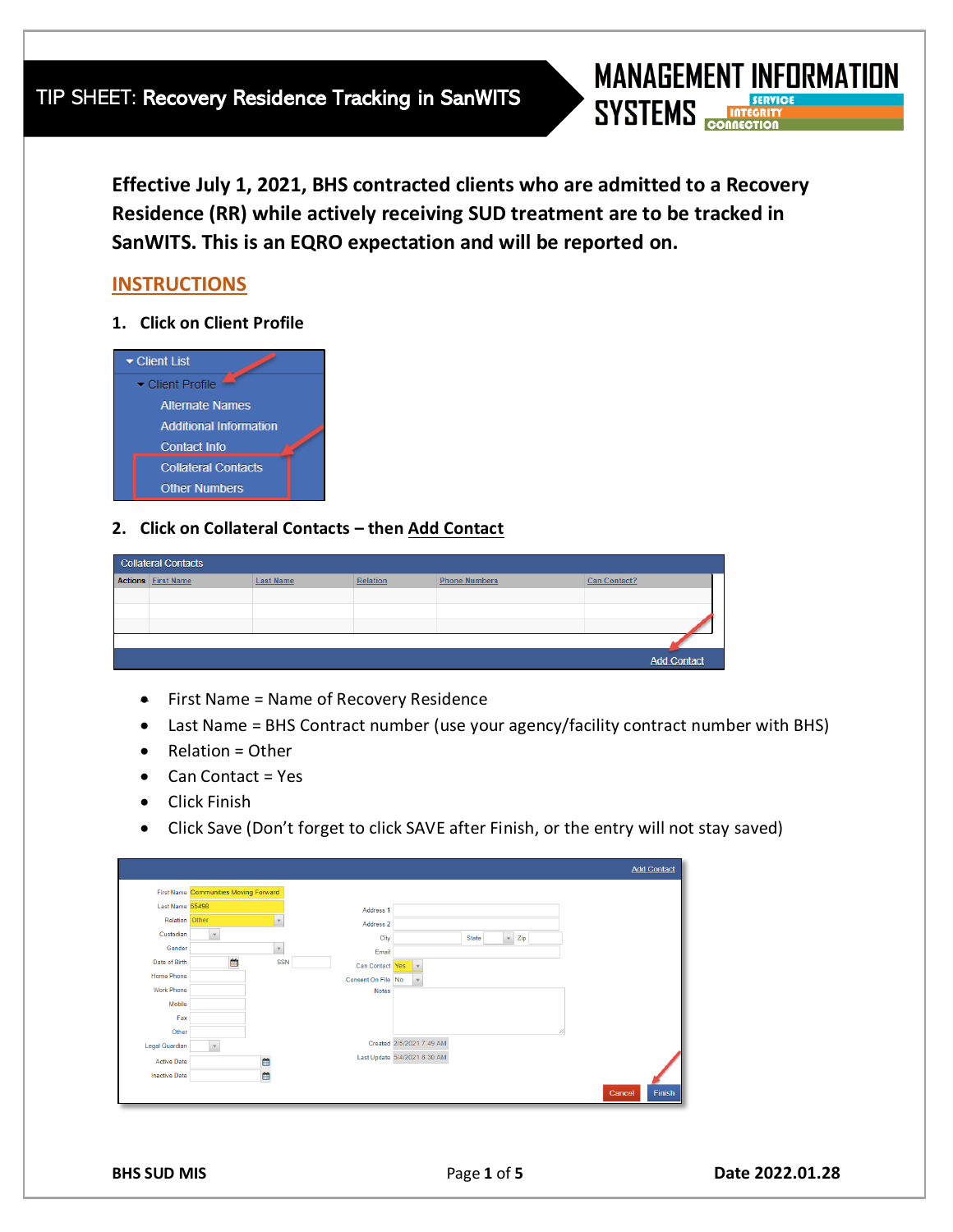# TIP SHEET: Recovery Residence Tracking in SanWITS

MANAGEMENT INFORMATION SYSTEMS — SERVICE INTEGRITY CONNECTION

**Effective July 1, 2021, BHS contracted clients who are admitted to a Recovery Residence (RR) while actively receiving SUD treatment are to be tracked in SanWITS. This is an EQRO expectation and will be reported on.**

## INSTRUCTIONS

1. **Click on Client Profile**

2. **Click on Collateral Contacts – then Add Contact**

- First Name = Name of Recovery Residence
- Last Name = BHS Contract number (use your agency/facility contract number with BHS)
- Relation = Other
- Can Contact = Yes
- Click Finish
- Click Save (Don't forget to click SAVE after Finish, or the entry will not stay saved)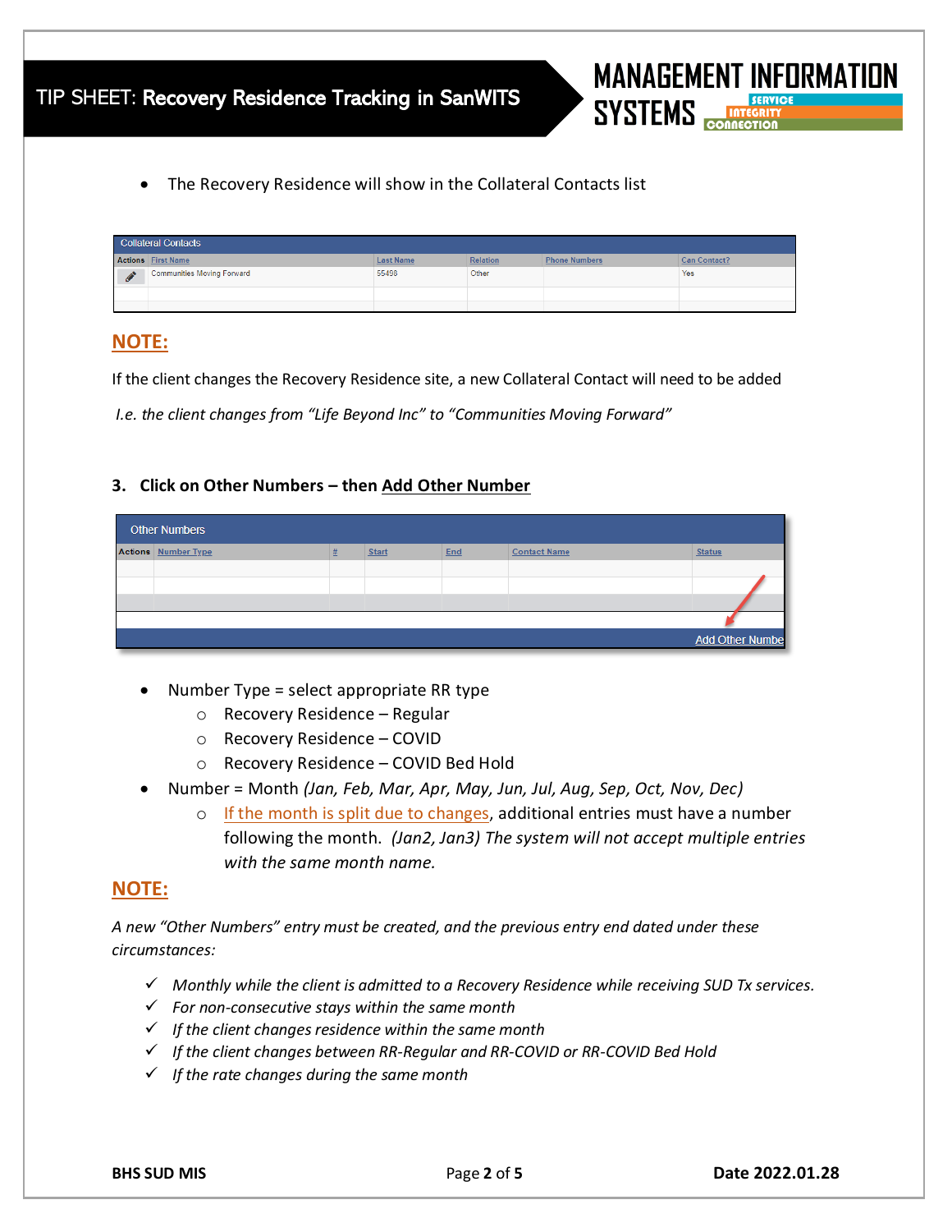- The Recovery Residence will show in the Collateral Contacts list

**Collateral Contacts**

| Actions | First Name | Last Name | Relation | Phone Numbers | Can Contact? |
|---|---|---|---|---|---|
|  | Communities Moving Forward | 55498 | Other |  | Yes |

## NOTE:

If the client changes the Recovery Residence site, a new Collateral Contact will need to be added

*I.e. the client changes from "Life Beyond Inc" to "Communities Moving Forward"*

### 3. Click on Other Numbers – then Add Other Number

**Other Numbers**

| Actions | Number Type | # | Start | End | Contact Name | Status |
|---|---|---|---|---|---|---|
|  |  |  |  |  |  |  |

Add Other Number

- Number Type = select appropriate RR type
  - Recovery Residence – Regular
  - Recovery Residence – COVID
  - Recovery Residence – COVID Bed Hold
- Number = Month *(Jan, Feb, Mar, Apr, May, Jun, Jul, Aug, Sep, Oct, Nov, Dec)*
  - If the month is split due to changes, additional entries must have a number following the month. *(Jan2, Jan3) The system will not accept multiple entries with the same month name.*

## NOTE:

*A new "Other Numbers" entry must be created, and the previous entry end dated under these circumstances:*

- ✓ *Monthly while the client is admitted to a Recovery Residence while receiving SUD Tx services.*
- ✓ *For non-consecutive stays within the same month*
- ✓ *If the client changes residence within the same month*
- ✓ *If the client changes between RR-Regular and RR-COVID or RR-COVID Bed Hold*
- ✓ *If the rate changes during the same month*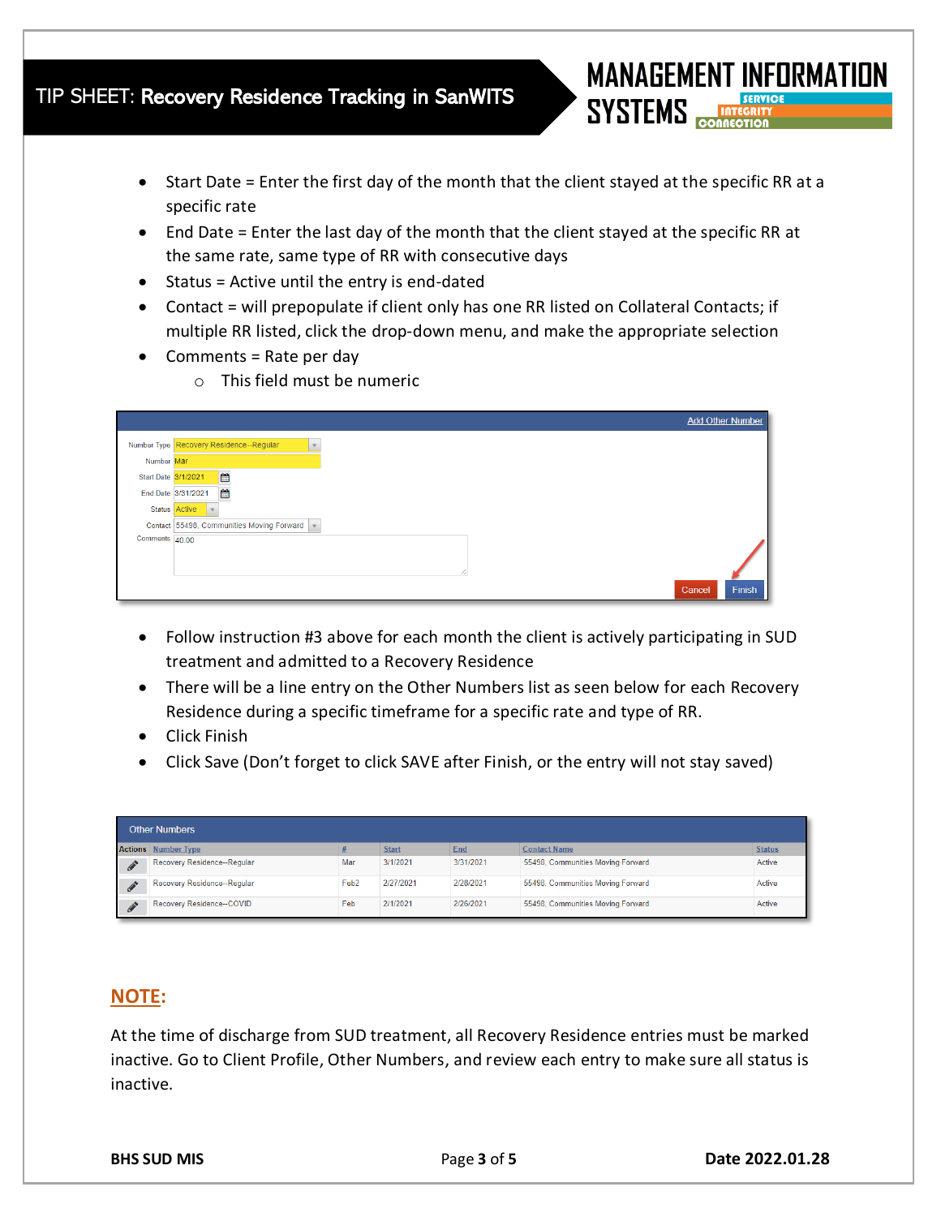- Start Date = Enter the first day of the month that the client stayed at the specific RR at a specific rate
- End Date = Enter the last day of the month that the client stayed at the specific RR at the same rate, same type of RR with consecutive days
- Status = Active until the entry is end-dated
- Contact = will prepopulate if client only has one RR listed on Collateral Contacts; if multiple RR listed, click the drop-down menu, and make the appropriate selection
- Comments = Rate per day
  - This field must be numeric

Add Other Number

| | |
|---|---|
| Number Type | Recovery Residence--Regular |
| Number | Mar |
| Start Date | 3/1/2021 |
| End Date | 3/31/2021 |
| Status | Active |
| Contact | 55498, Communities Moving Forward |
| Comments | 40.00 |

Cancel | Finish

- Follow instruction #3 above for each month the client is actively participating in SUD treatment and admitted to a Recovery Residence
- There will be a line entry on the Other Numbers list as seen below for each Recovery Residence during a specific timeframe for a specific rate and type of RR.
- Click Finish
- Click Save (Don't forget to click SAVE after Finish, or the entry will not stay saved)

Other Numbers

| Actions | Number Type | # | Start | End | Contact Name | Status |
|---|---|---|---|---|---|---|
| ✎ | Recovery Residence--Regular | Mar | 3/1/2021 | 3/31/2021 | 55498, Communities Moving Forward | Active |
| ✎ | Recovery Residence--Regular | Feb2 | 2/27/2021 | 2/28/2021 | 55498, Communities Moving Forward | Active |
| ✎ | Recovery Residence--COVID | Feb | 2/1/2021 | 2/26/2021 | 55498, Communities Moving Forward | Active |

## NOTE:

At the time of discharge from SUD treatment, all Recovery Residence entries must be marked inactive. Go to Client Profile, Other Numbers, and review each entry to make sure all status is inactive.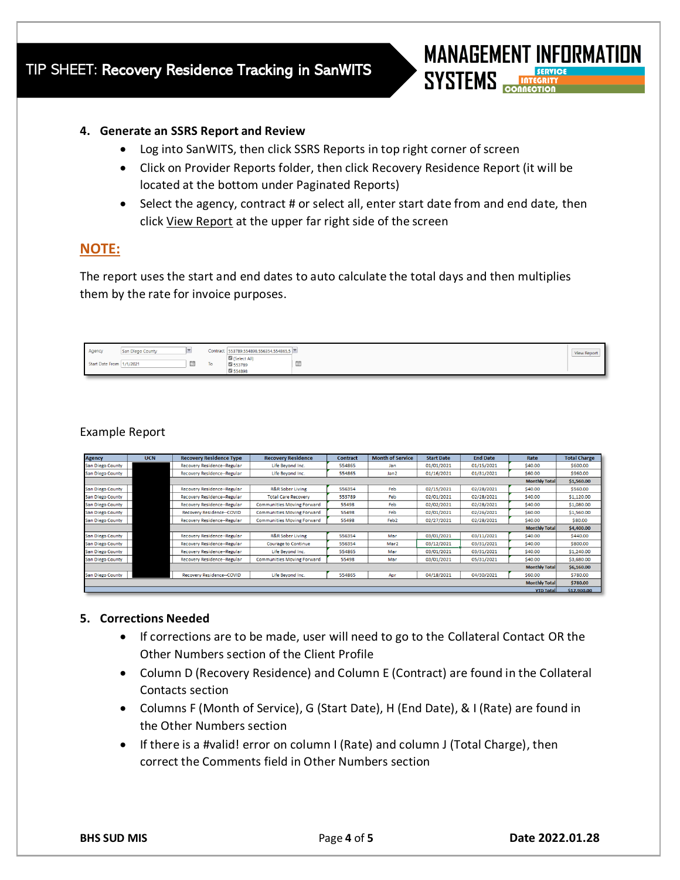4. **Generate an SSRS Report and Review**
   - Log into SanWITS, then click SSRS Reports in top right corner of screen
   - Click on Provider Reports folder, then click Recovery Residence Report (it will be located at the bottom under Paginated Reports)
   - Select the agency, contract # or select all, enter start date from and end date, then click View Report at the upper far right side of the screen

**NOTE:**

The report uses the start and end dates to auto calculate the total days and then multiplies them by the rate for invoice purposes.

Agency: San Diego County | Contract: 553789,554898,556354,554865,5 | (Select All) 553789 554898 | View Report

Start Date From: 1/1/2021 | To

Example Report

| Agency | UCN | Recovery Residence Type | Recovery Residence | Contract | Month of Service | Start Date | End Date | Rate | Total Charge |
|---|---|---|---|---|---|---|---|---|---|
| San Diego County | | Recovery Residence--Regular | Life Beyond Inc. | 554865 | Jan | 01/01/2021 | 01/15/2021 | $40.00 | $600.00 |
| San Diego County | | Recovery Residence--Regular | Life Beyond Inc. | 554865 | Jan2 | 01/16/2021 | 01/31/2021 | $60.00 | $960.00 |
| | | | | | | | | Monthly Total | $1,560.00 |
| San Diego County | | Recovery Residence--Regular | R&R Sober Living | 556354 | Feb | 02/15/2021 | 02/28/2021 | $40.00 | $560.00 |
| San Diego County | | Recovery Residence--Regular | Total Care Recovery | 553789 | Feb | 02/01/2021 | 02/28/2021 | $40.00 | $1,120.00 |
| San Diego County | | Recovery Residence--Regular | Communities Moving Forward | 55498 | Feb | 02/02/2021 | 02/28/2021 | $40.00 | $1,080.00 |
| San Diego County | | Recovery Residence--COVID | Communities Moving Forward | 55498 | Feb | 02/01/2021 | 02/26/2021 | $60.00 | $1,560.00 |
| San Diego County | | Recovery Residence--Regular | Communities Moving Forward | 55498 | Feb2 | 02/27/2021 | 02/28/2021 | $40.00 | $80.00 |
| | | | | | | | | Monthly Total | $4,400.00 |
| San Diego County | | Recovery Residence--Regular | R&R Sober Living | 556354 | Mar | 03/01/2021 | 03/11/2021 | $40.00 | $440.00 |
| San Diego County | | Recovery Residence--Regular | Courage to Continue | 556354 | Mar2 | 03/12/2021 | 03/31/2021 | $40.00 | $800.00 |
| San Diego County | | Recovery Residence--Regular | Life Beyond Inc. | 554865 | Mar | 03/01/2021 | 03/31/2021 | $40.00 | $1,240.00 |
| San Diego County | | Recovery Residence--Regular | Communities Moving Forward | 55498 | Mar | 03/01/2021 | 05/31/2021 | $40.00 | $3,680.00 |
| | | | | | | | | Monthly Total | $6,160.00 |
| San Diego County | | Recovery Residence--COVID | Life Beyond Inc. | 554865 | Apr | 04/18/2021 | 04/30/2021 | $60.00 | $780.00 |
| | | | | | | | | Monthly Total | $780.00 |
| | | | | | | | | YTD Total | $12,900.00 |

5. **Corrections Needed**
   - If corrections are to be made, user will need to go to the Collateral Contact OR the Other Numbers section of the Client Profile
   - Column D (Recovery Residence) and Column E (Contract) are found in the Collateral Contacts section
   - Columns F (Month of Service), G (Start Date), H (End Date), & I (Rate) are found in the Other Numbers section
   - If there is a #valid! error on column I (Rate) and column J (Total Charge), then correct the Comments field in Other Numbers section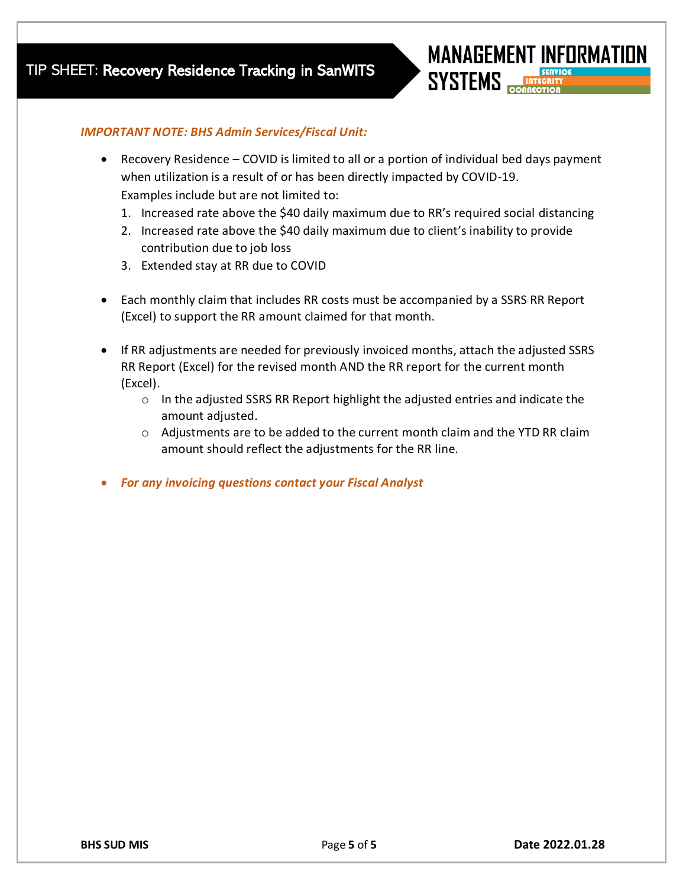***IMPORTANT NOTE: BHS Admin Services/Fiscal Unit:***

- Recovery Residence – COVID is limited to all or a portion of individual bed days payment when utilization is a result of or has been directly impacted by COVID-19.
  Examples include but are not limited to:
  1. Increased rate above the $40 daily maximum due to RR's required social distancing
  2. Increased rate above the $40 daily maximum due to client's inability to provide contribution due to job loss
  3. Extended stay at RR due to COVID

- Each monthly claim that includes RR costs must be accompanied by a SSRS RR Report (Excel) to support the RR amount claimed for that month.

- If RR adjustments are needed for previously invoiced months, attach the adjusted SSRS RR Report (Excel) for the revised month AND the RR report for the current month (Excel).
  - In the adjusted SSRS RR Report highlight the adjusted entries and indicate the amount adjusted.
  - Adjustments are to be added to the current month claim and the YTD RR claim amount should reflect the adjustments for the RR line.

- ***For any invoicing questions contact your Fiscal Analyst***